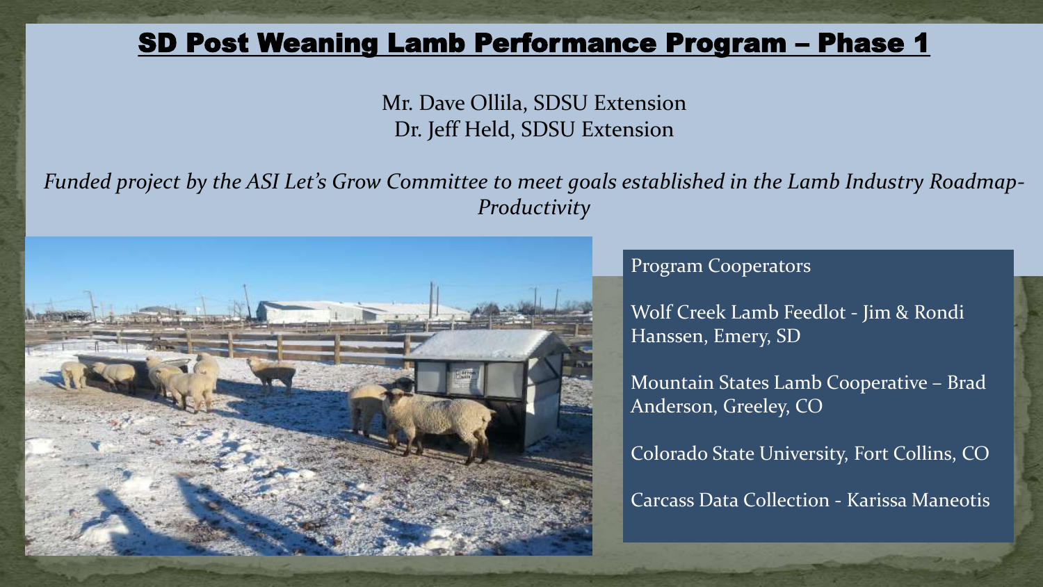# SD Post Weaning Lamb Performance Program – Phase 1

Mr. Dave Ollila, SDSU Extension
Dr. Jeff Held, SDSU Extension

*Funded project by the ASI Let's Grow Committee to meet goals established in the Lamb Industry Roadmap-Productivity*

Program Cooperators

Wolf Creek Lamb Feedlot - Jim & Rondi Hanssen, Emery, SD

Mountain States Lamb Cooperative – Brad Anderson, Greeley, CO

Colorado State University, Fort Collins, CO

Carcass Data Collection - Karissa Maneotis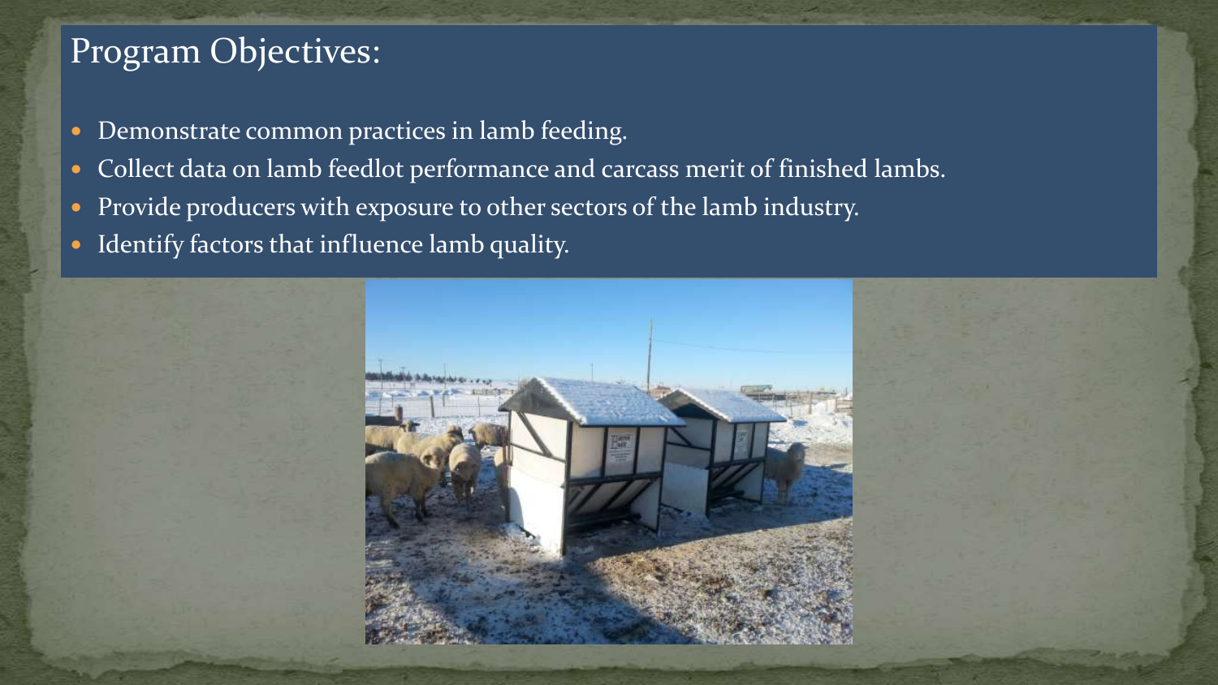## Program Objectives:

- Demonstrate common practices in lamb feeding.
- Collect data on lamb feedlot performance and carcass merit of finished lambs.
- Provide producers with exposure to other sectors of the lamb industry.
- Identify factors that influence lamb quality.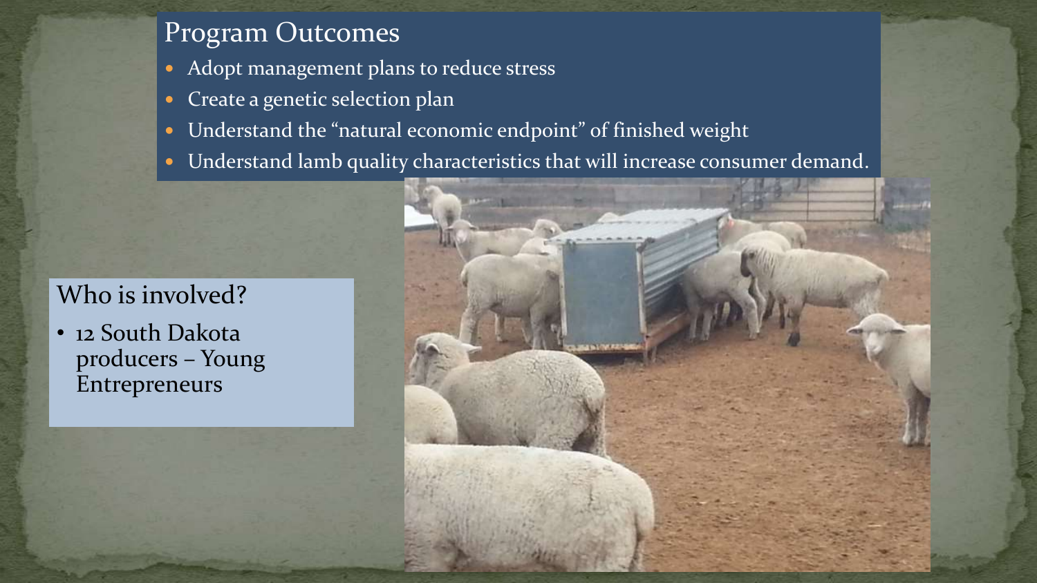## Program Outcomes

- Adopt management plans to reduce stress
- Create a genetic selection plan
- Understand the "natural economic endpoint" of finished weight
- Understand lamb quality characteristics that will increase consumer demand.

## Who is involved?

- 12 South Dakota producers – Young Entrepreneurs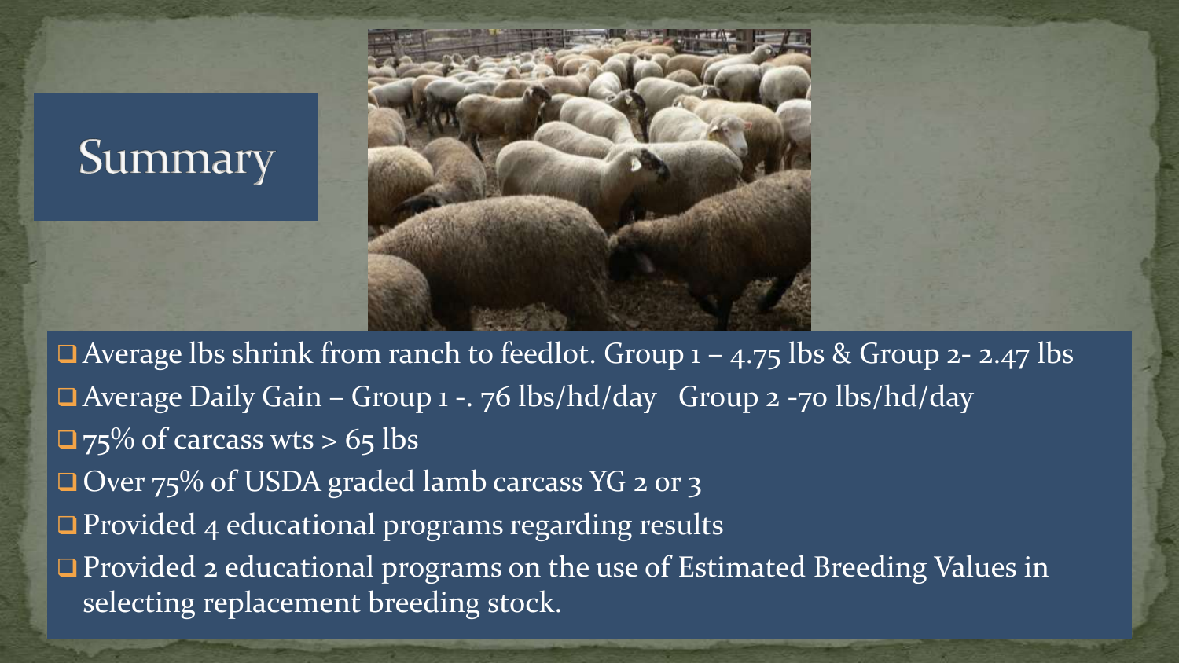# Summary

- Average lbs shrink from ranch to feedlot. Group 1 – 4.75 lbs & Group 2- 2.47 lbs
- Average Daily Gain – Group 1 -. 76 lbs/hd/day   Group 2 -70 lbs/hd/day
- 75% of carcass wts > 65 lbs
- Over 75% of USDA graded lamb carcass YG 2 or 3
- Provided 4 educational programs regarding results
- Provided 2 educational programs on the use of Estimated Breeding Values in selecting replacement breeding stock.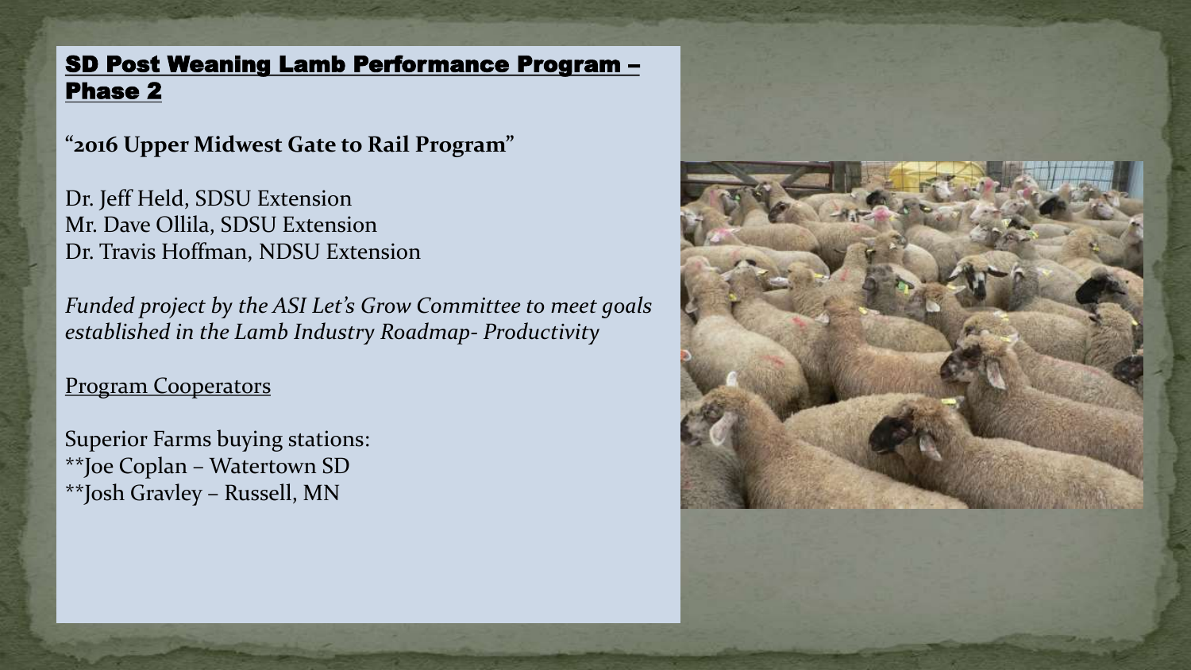## SD Post Weaning Lamb Performance Program – Phase 2

**"2016 Upper Midwest Gate to Rail Program"**

Dr. Jeff Held, SDSU Extension
Mr. Dave Ollila, SDSU Extension
Dr. Travis Hoffman, NDSU Extension

*Funded project by the ASI Let's Grow Committee to meet goals established in the Lamb Industry Roadmap- Productivity*

Program Cooperators

Superior Farms buying stations:
**Joe Coplan – Watertown SD
**Josh Gravley – Russell, MN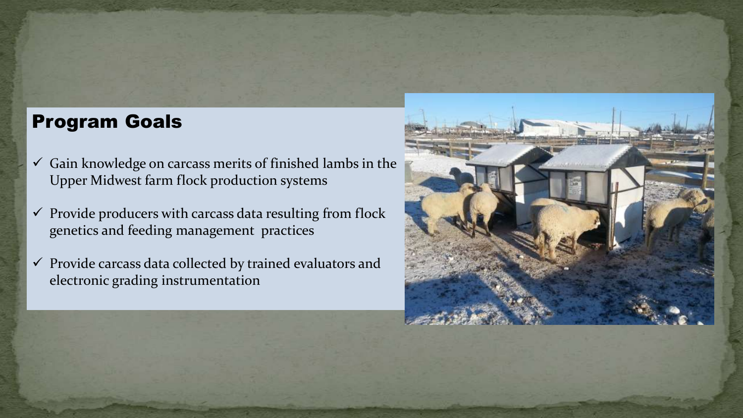## Program Goals

- ✓ Gain knowledge on carcass merits of finished lambs in the Upper Midwest farm flock production systems
- ✓ Provide producers with carcass data resulting from flock genetics and feeding management practices
- ✓ Provide carcass data collected by trained evaluators and electronic grading instrumentation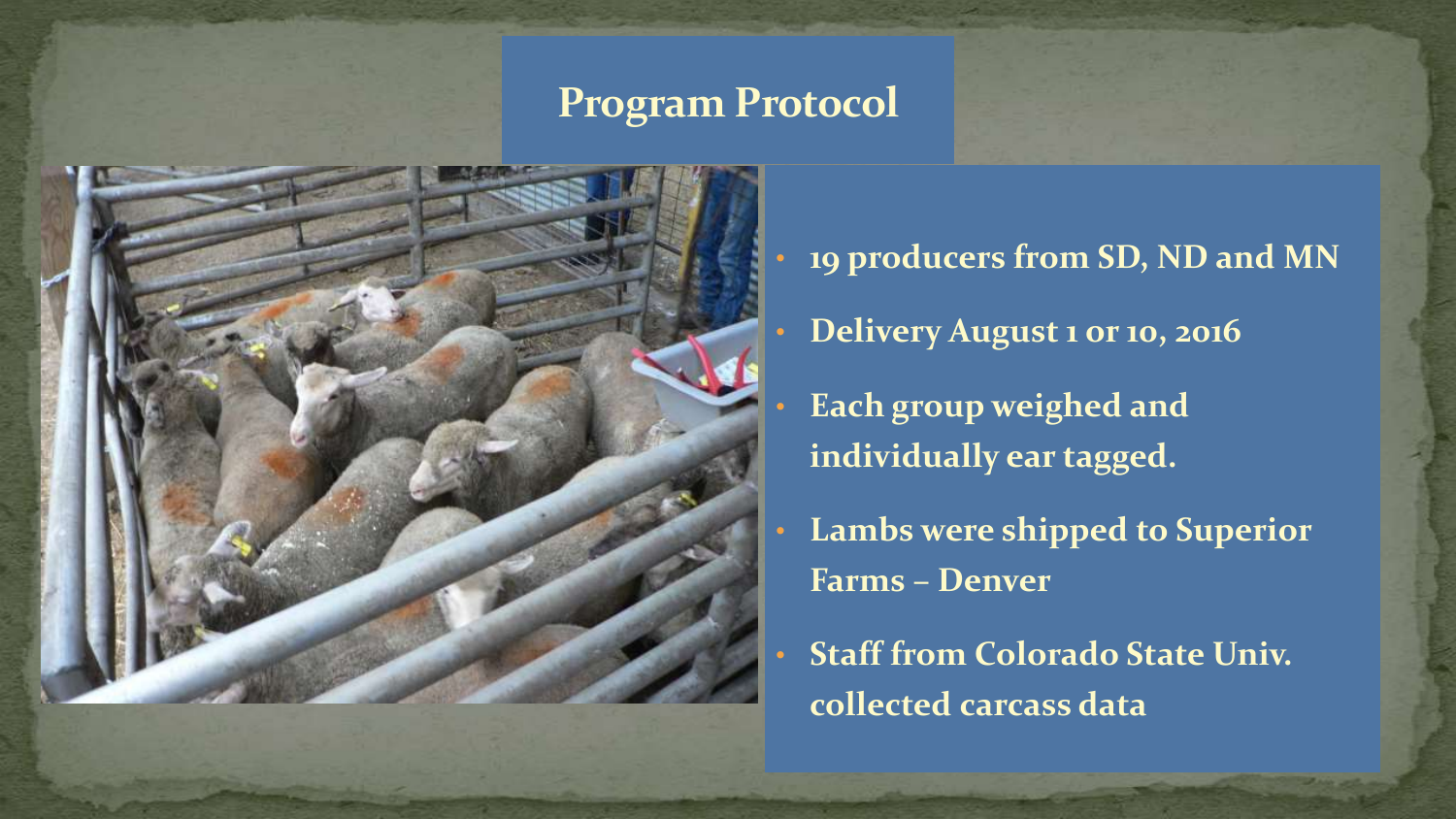# Program Protocol

- 19 producers from SD, ND and MN
- Delivery August 1 or 10, 2016
- Each group weighed and individually ear tagged.
- Lambs were shipped to Superior Farms – Denver
- Staff from Colorado State Univ. collected carcass data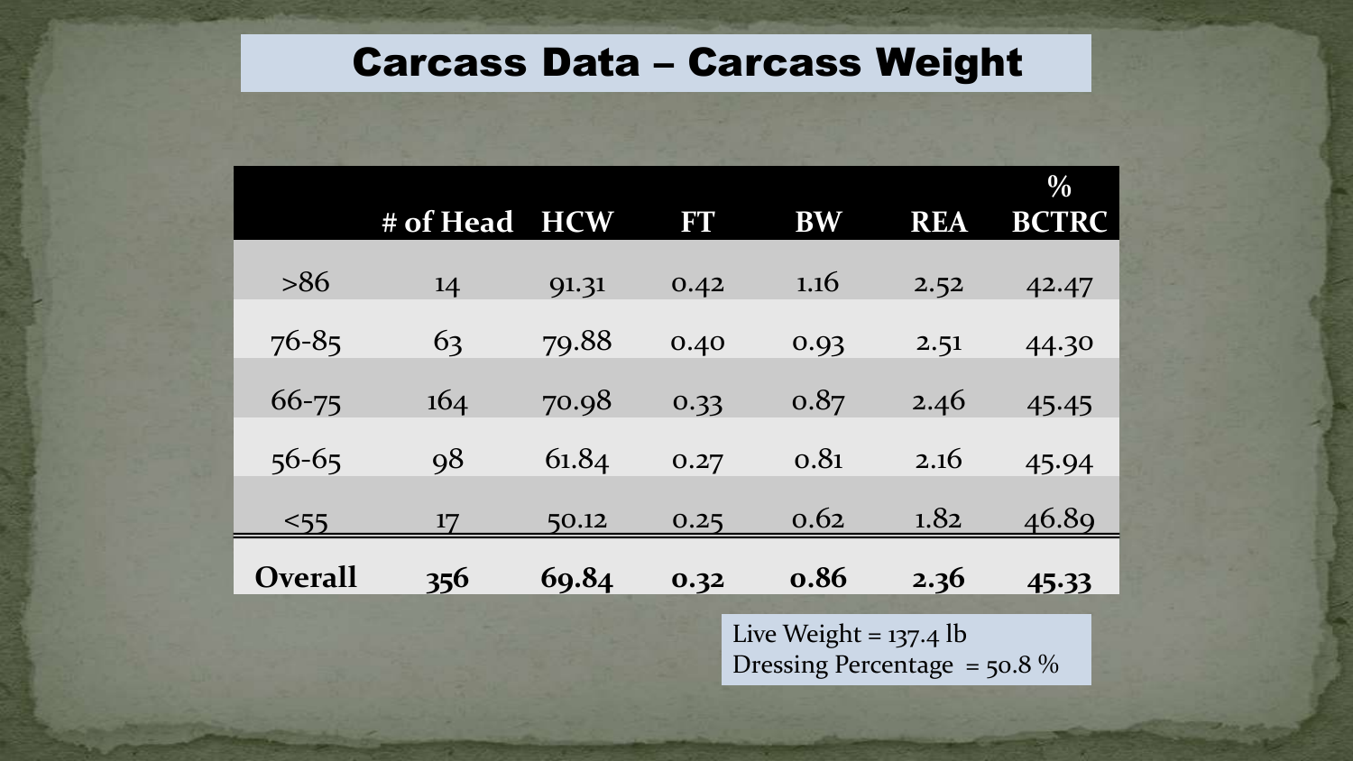# Carcass Data – Carcass Weight

| | # of Head | HCW | FT | BW | REA | % BCTRC |
|---|---|---|---|---|---|---|
| >86 | 14 | 91.31 | 0.42 | 1.16 | 2.52 | 42.47 |
| 76-85 | 63 | 79.88 | 0.40 | 0.93 | 2.51 | 44.30 |
| 66-75 | 164 | 70.98 | 0.33 | 0.87 | 2.46 | 45.45 |
| 56-65 | 98 | 61.84 | 0.27 | 0.81 | 2.16 | 45.94 |
| <55 | 17 | 50.12 | 0.25 | 0.62 | 1.82 | 46.89 |
| **Overall** | **356** | **69.84** | **0.32** | **0.86** | **2.36** | **45.33** |

Live Weight = 137.4 lb
Dressing Percentage = 50.8 %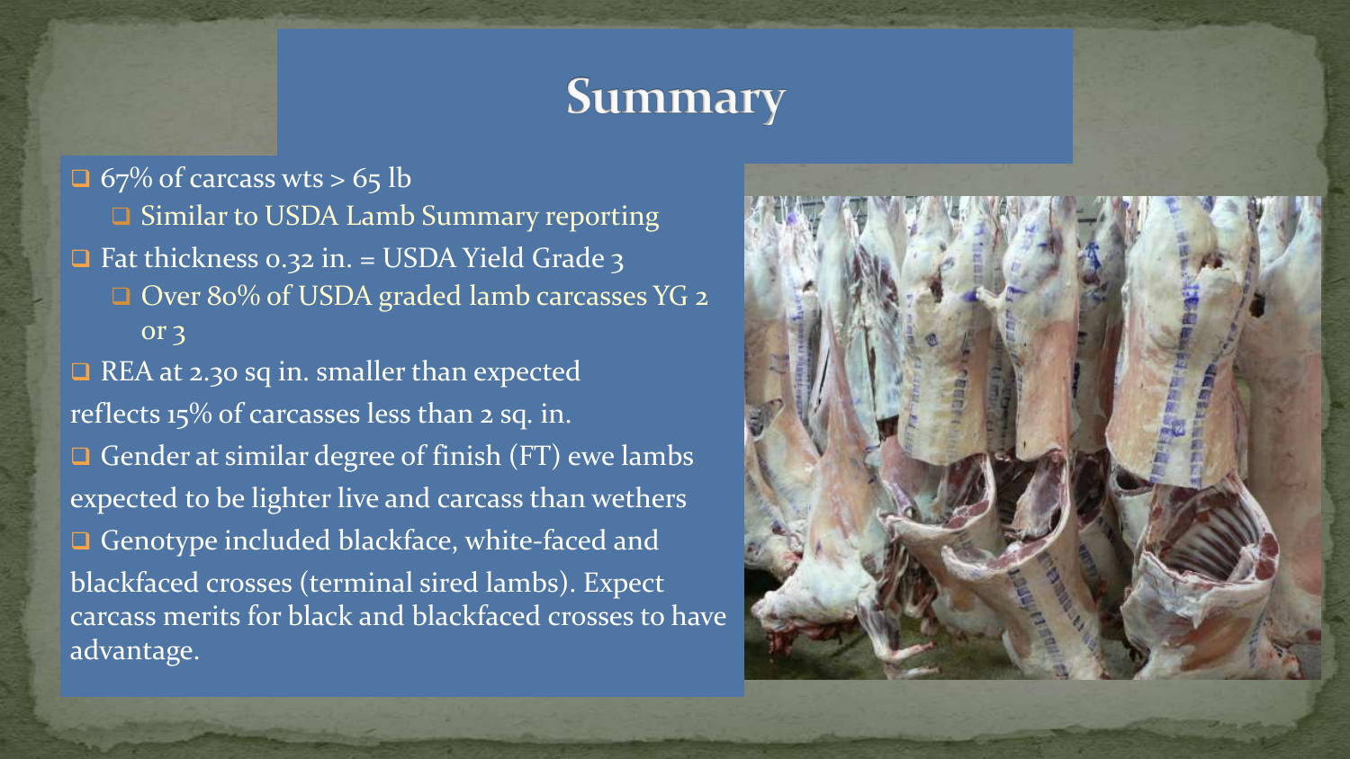# Summary

- 67% of carcass wts > 65 lb
  - Similar to USDA Lamb Summary reporting
- Fat thickness 0.32 in. = USDA Yield Grade 3
  - Over 80% of USDA graded lamb carcasses YG 2 or 3
- REA at 2.30 sq in. smaller than expected reflects 15% of carcasses less than 2 sq. in.
- Gender at similar degree of finish (FT) ewe lambs expected to be lighter live and carcass than wethers
- Genotype included blackface, white-faced and blackfaced crosses (terminal sired lambs). Expect carcass merits for black and blackfaced crosses to have advantage.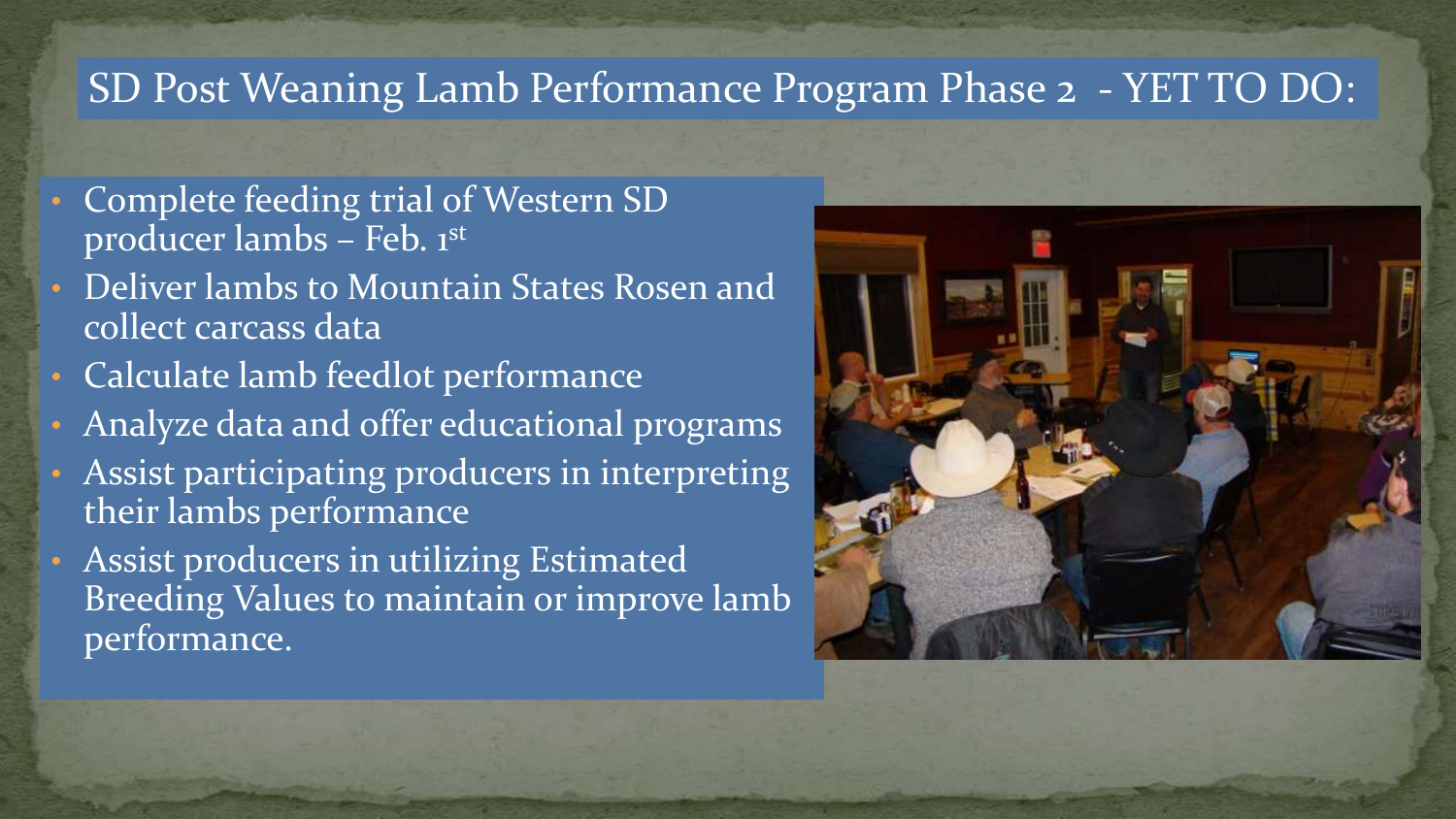# SD Post Weaning Lamb Performance Program Phase 2 - YET TO DO:

- Complete feeding trial of Western SD producer lambs – Feb. 1st
- Deliver lambs to Mountain States Rosen and collect carcass data
- Calculate lamb feedlot performance
- Analyze data and offer educational programs
- Assist participating producers in interpreting their lambs performance
- Assist producers in utilizing Estimated Breeding Values to maintain or improve lamb performance.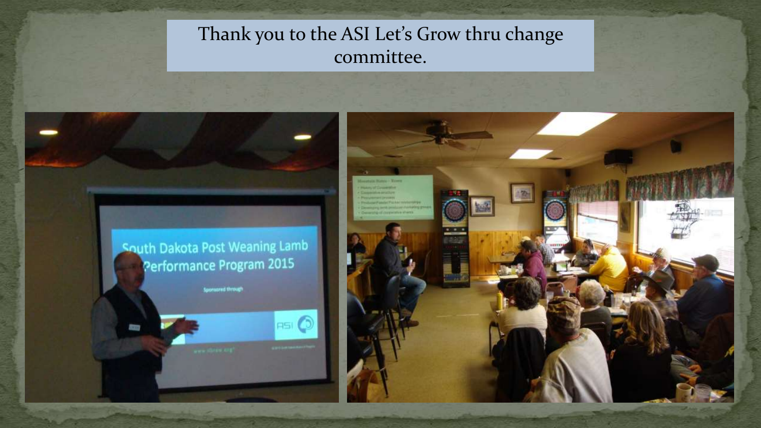Thank you to the ASI Let's Grow thru change committee.